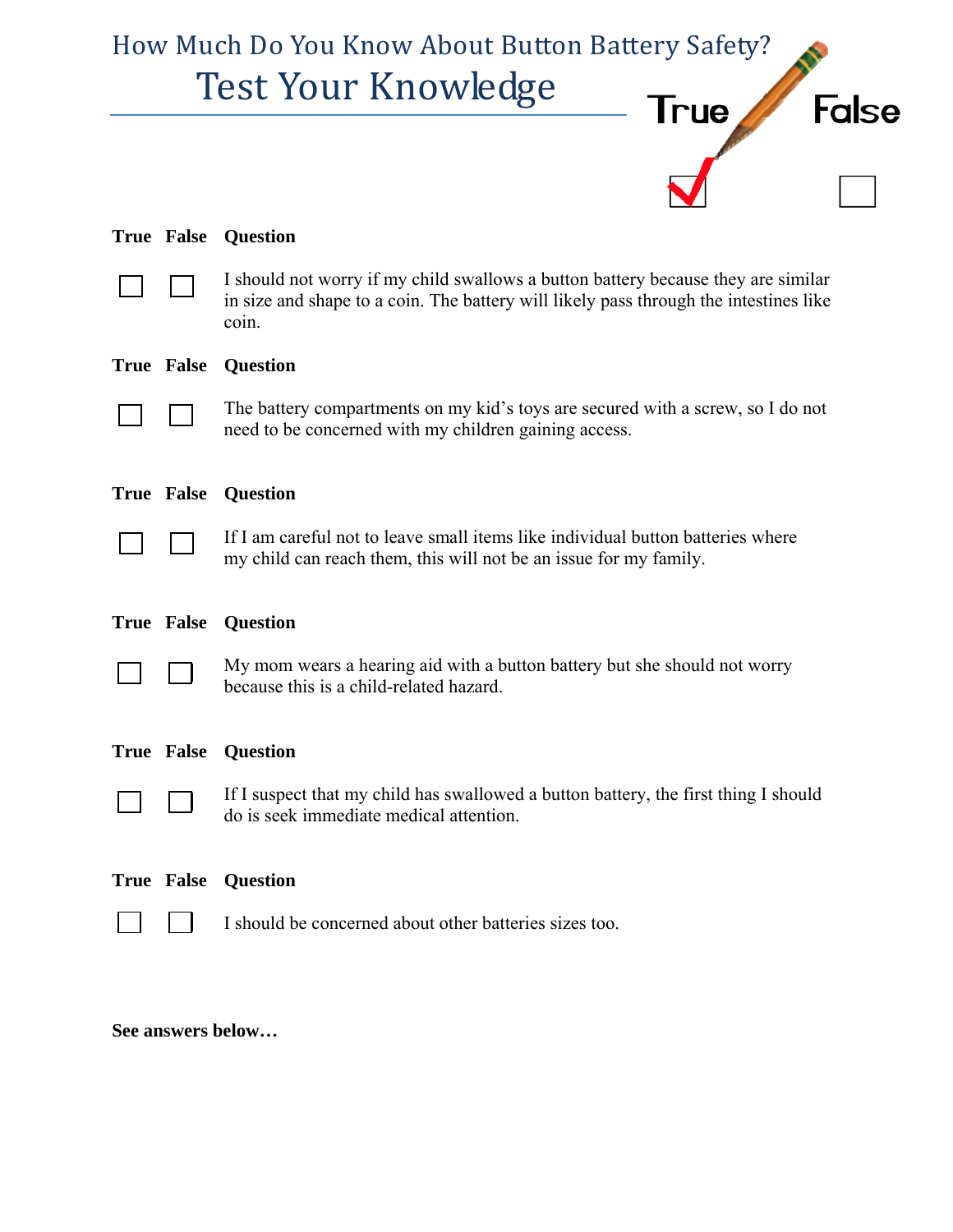# How Much Do You Know About Button Battery Safety?

## Test Your Knowledge

True ☑ False ☐

| True | False | Question |
|---|---|---|
| ☐ | ☐ | I should not worry if my child swallows a button battery because they are similar in size and shape to a coin. The battery will likely pass through the intestines like coin. |

| True | False | Question |
|---|---|---|
| ☐ | ☐ | The battery compartments on my kid's toys are secured with a screw, so I do not need to be concerned with my children gaining access. |

| True | False | Question |
|---|---|---|
| ☐ | ☐ | If I am careful not to leave small items like individual button batteries where my child can reach them, this will not be an issue for my family. |

| True | False | Question |
|---|---|---|
| ☐ | ☐ | My mom wears a hearing aid with a button battery but she should not worry because this is a child-related hazard. |

| True | False | Question |
|---|---|---|
| ☐ | ☐ | If I suspect that my child has swallowed a button battery, the first thing I should do is seek immediate medical attention. |

| True | False | Question |
|---|---|---|
| ☐ | ☐ | I should be concerned about other batteries sizes too. |

**See answers below…**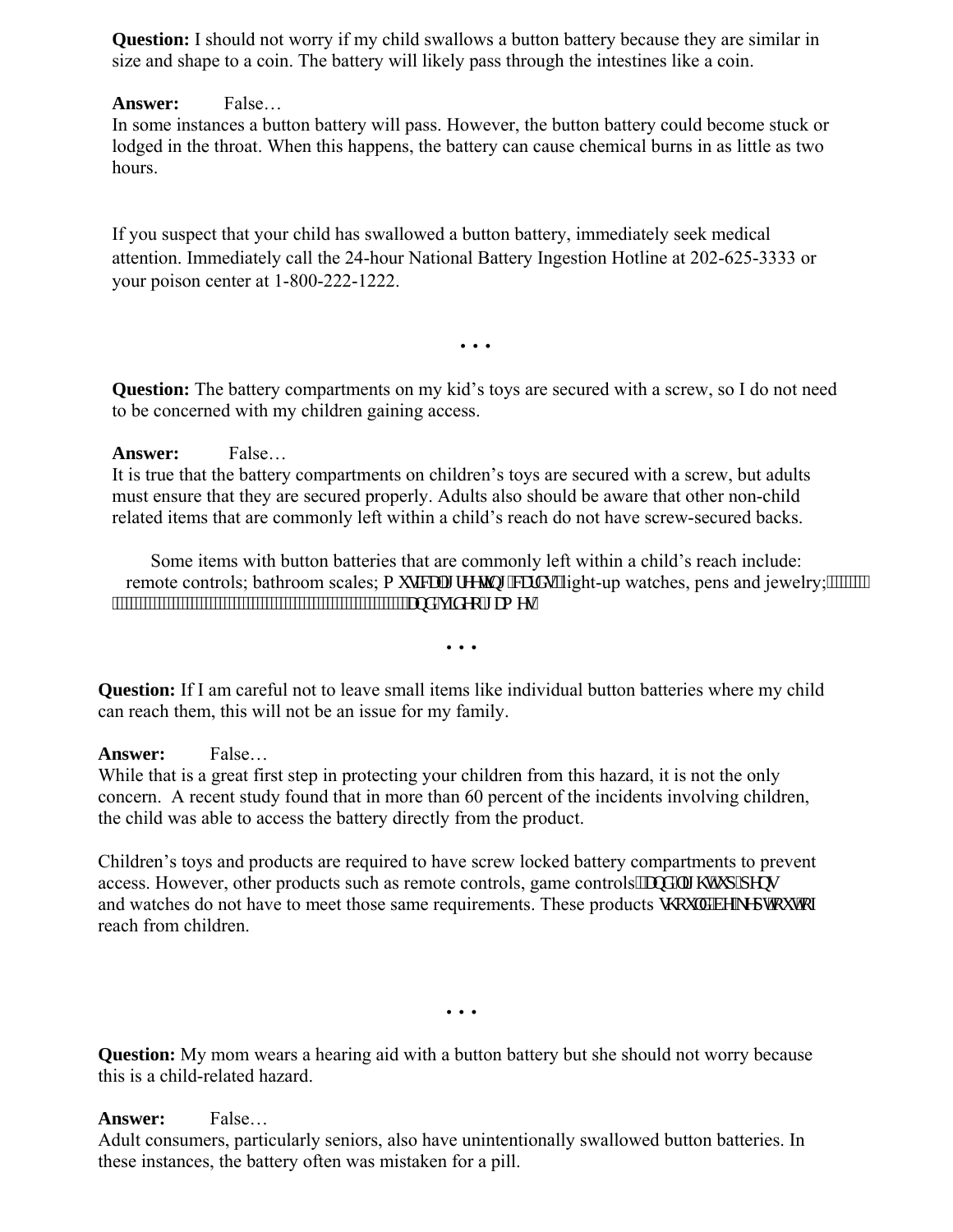**Question:** I should not worry if my child swallows a button battery because they are similar in size and shape to a coin. The battery will likely pass through the intestines like a coin.

**Answer:** False…
In some instances a button battery will pass. However, the button battery could become stuck or lodged in the throat. When this happens, the battery can cause chemical burns in as little as two hours.

If you suspect that your child has swallowed a button battery, immediately seek medical attention. Immediately call the 24-hour National Battery Ingestion Hotline at 202-625-3333 or your poison center at 1-800-222-1222.

• • •

**Question:** The battery compartments on my kid's toys are secured with a screw, so I do not need to be concerned with my children gaining access.

**Answer:** False…
It is true that the battery compartments on children's toys are secured with a screw, but adults must ensure that they are secured properly. Adults also should be aware that other non-child related items that are commonly left within a child's reach do not have screw-secured backs.

Some items with button batteries that are commonly left within a child's reach include: remote controls; bathroom scales; musical greeting cards; light-up watches, pens and jewelry; and video games.

• • •

**Question:** If I am careful not to leave small items like individual button batteries where my child can reach them, this will not be an issue for my family.

**Answer:** False…
While that is a great first step in protecting your children from this hazard, it is not the only concern. A recent study found that in more than 60 percent of the incidents involving children, the child was able to access the battery directly from the product.

Children's toys and products are required to have screw locked battery compartments to prevent access. However, other products such as remote controls, game controls, and flashlights and watches do not have to meet those same requirements. These products should be kept out of reach from children.

• • •

**Question:** My mom wears a hearing aid with a button battery but she should not worry because this is a child-related hazard.

**Answer:** False…
Adult consumers, particularly seniors, also have unintentionally swallowed button batteries. In these instances, the battery often was mistaken for a pill.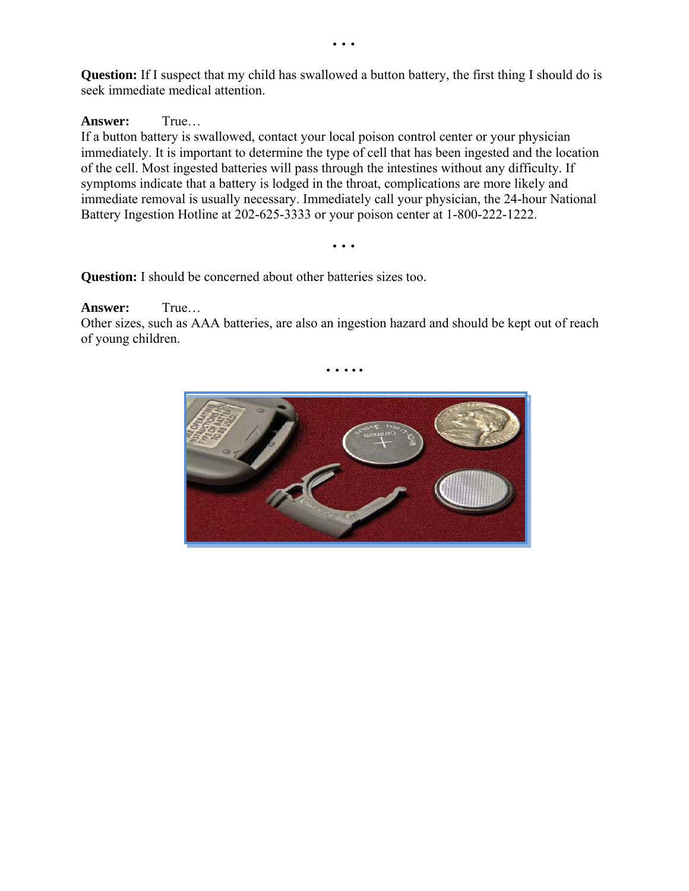• • •

**Question:** If I suspect that my child has swallowed a button battery, the first thing I should do is seek immediate medical attention.

**Answer:** True…

If a button battery is swallowed, contact your local poison control center or your physician immediately. It is important to determine the type of cell that has been ingested and the location of the cell. Most ingested batteries will pass through the intestines without any difficulty. If symptoms indicate that a battery is lodged in the throat, complications are more likely and immediate removal is usually necessary. Immediately call your physician, the 24-hour National Battery Ingestion Hotline at 202-625-3333 or your poison center at 1-800-222-1222.

• • •

**Question:** I should be concerned about other batteries sizes too.

**Answer:** True…

Other sizes, such as AAA batteries, are also an ingestion hazard and should be kept out of reach of young children.

• • • • •